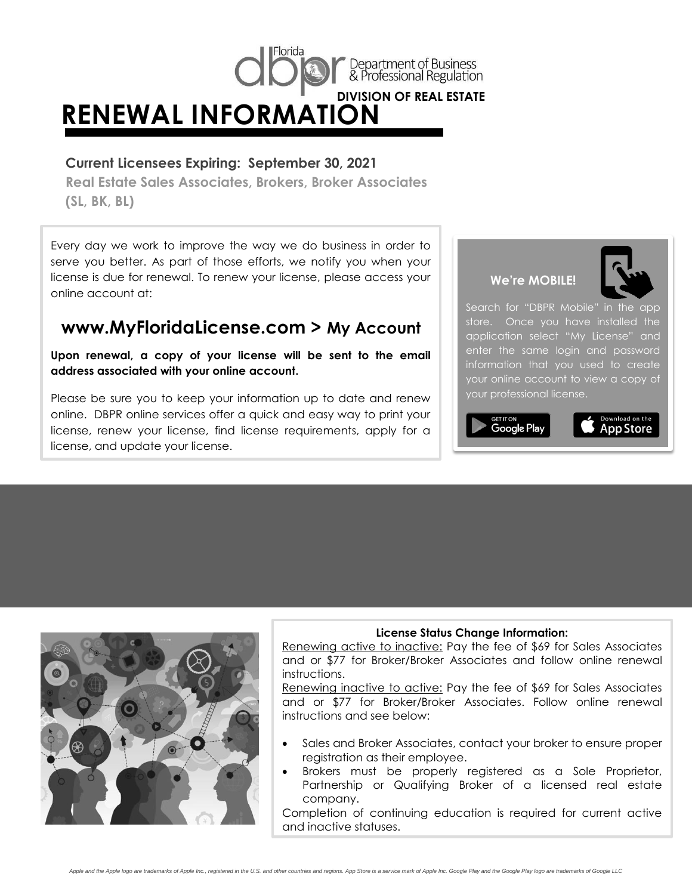Florida dbpr Department of Business & Professional Regulation

DIVISION OF REAL ESTATE

# RENEWAL INFORMATION

**Current Licensees Expiring: September 30, 2021**

**Real Estate Sales Associates, Brokers, Broker Associates (SL, BK, BL)**

Every day we work to improve the way we do business in order to serve you better. As part of those efforts, we notify you when your license is due for renewal. To renew your license, please access your online account at:

## www.MyFloridaLicense.com > My Account

**Upon renewal, a copy of your license will be sent to the email address associated with your online account.**

Please be sure you to keep your information up to date and renew online. DBPR online services offer a quick and easy way to print your license, renew your license, find license requirements, apply for a license, and update your license.

**We're MOBILE!**

Search for "DBPR Mobile" in the app store. Once you have installed the application select "My License" and enter the same login and password information that you used to create your online account to view a copy of your professional license.

GET IT ON Google Play

Download on the App Store

**License Status Change Information:**

Renewing active to inactive: Pay the fee of $69 for Sales Associates and or $77 for Broker/Broker Associates and follow online renewal instructions.

Renewing inactive to active: Pay the fee of $69 for Sales Associates and or $77 for Broker/Broker Associates. Follow online renewal instructions and see below:

- Sales and Broker Associates, contact your broker to ensure proper registration as their employee.
- Brokers must be properly registered as a Sole Proprietor, Partnership or Qualifying Broker of a licensed real estate company.

Completion of continuing education is required for current active and inactive statuses.

*Apple and the Apple logo are trademarks of Apple Inc., registered in the U.S. and other countries and regions. App Store is a service mark of Apple Inc. Google Play and the Google Play logo are trademarks of Google LLC*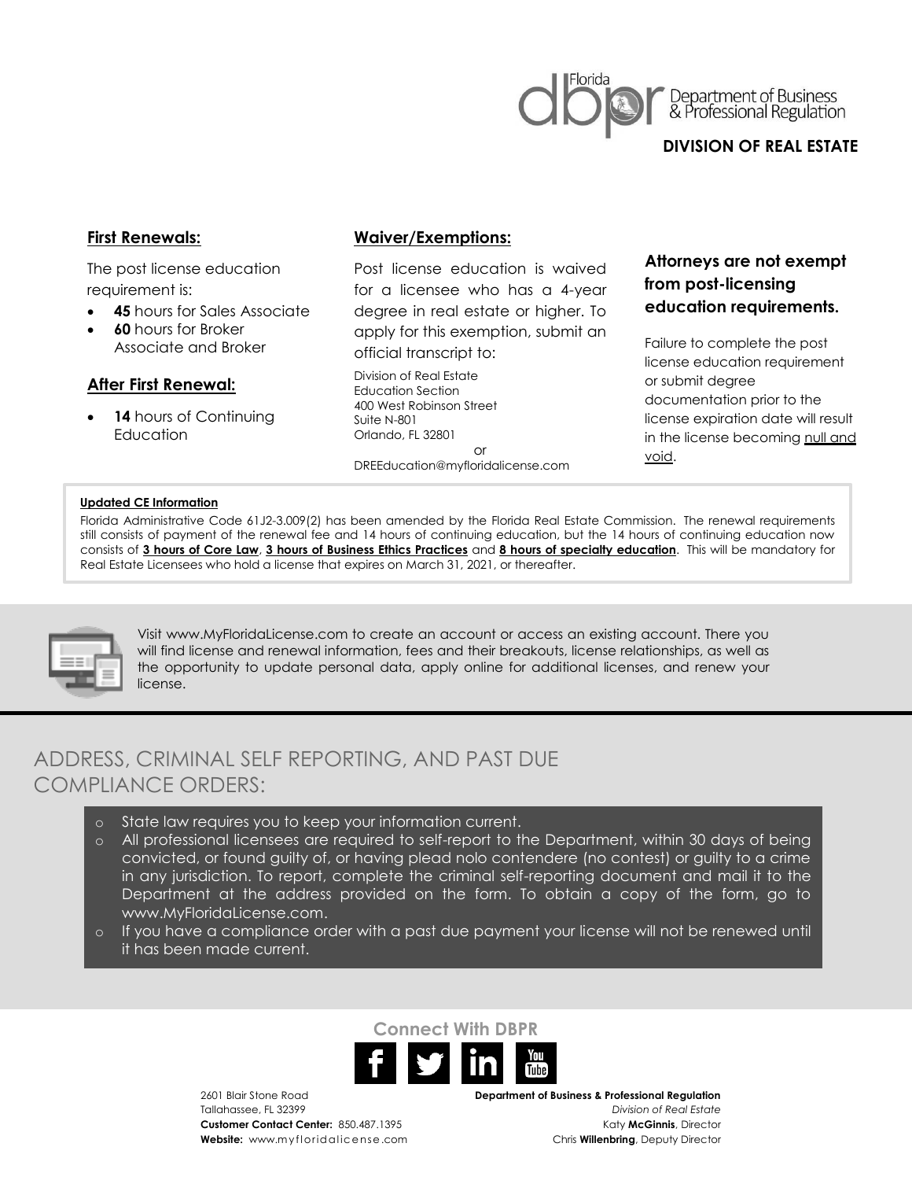**DIVISION OF REAL ESTATE**

## First Renewals:

The post license education requirement is:

- **45** hours for Sales Associate
- **60** hours for Broker Associate and Broker

## After First Renewal:

- **14** hours of Continuing Education

## Waiver/Exemptions:

Post license education is waived for a licensee who has a 4-year degree in real estate or higher. To apply for this exemption, submit an official transcript to:

Division of Real Estate
Education Section
400 West Robinson Street
Suite N-801
Orlando, FL 32801
or
DREEducation@myfloridalicense.com

**Attorneys are not exempt from post-licensing education requirements.**

Failure to complete the post license education requirement or submit degree documentation prior to the license expiration date will result in the license becoming null and void.

**Updated CE Information**

Florida Administrative Code 61J2-3.009(2) has been amended by the Florida Real Estate Commission. The renewal requirements still consists of payment of the renewal fee and 14 hours of continuing education, but the 14 hours of continuing education now consists of **3 hours of Core Law**, **3 hours of Business Ethics Practices** and **8 hours of specialty education**. This will be mandatory for Real Estate Licensees who hold a license that expires on March 31, 2021, or thereafter.

Visit www.MyFloridaLicense.com to create an account or access an existing account. There you will find license and renewal information, fees and their breakouts, license relationships, as well as the opportunity to update personal data, apply online for additional licenses, and renew your license.

## ADDRESS, CRIMINAL SELF REPORTING, AND PAST DUE COMPLIANCE ORDERS:

- State law requires you to keep your information current.
- All professional licensees are required to self-report to the Department, within 30 days of being convicted, or found guilty of, or having plead nolo contendere (no contest) or guilty to a crime in any jurisdiction. To report, complete the criminal self-reporting document and mail it to the Department at the address provided on the form. To obtain a copy of the form, go to www.MyFloridaLicense.com.
- If you have a compliance order with a past due payment your license will not be renewed until it has been made current.

**Connect With DBPR**

2601 Blair Stone Road
Tallahassee, FL 32399
**Customer Contact Center:** 850.487.1395
**Website:** www.myfloridalicense.com

**Department of Business & Professional Regulation**
*Division of Real Estate*
Katy **McGinnis**, Director
Chris **Willenbring**, Deputy Director